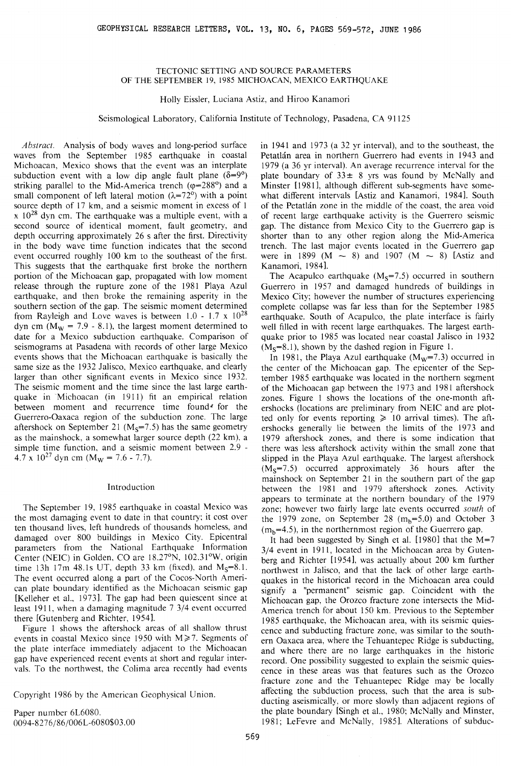# TECTONIC SETTING AND SOURCE PARAMETERS OF THE SEPTEMBER 19, 1985 MICHOACAN, MEXICO EARTHQUAKE

Holly Eissler, Luciana Astiz, and Hiroo Kanamori

Seismological Laboratory, California Institute of Technology, Pasadena, CA 91125

*Abstract.* Analysis of body waves and long-period surface waves from the September 1985 earthquake in coastal Michoacan, Mexico shows that the event was an interplate subduction event with a low dip angle fault plane ($\delta$=9°) striking parallel to the Mid-America trench ($\varphi$=288°) and a small component of left lateral motion ($\lambda$=72°) with a point source depth of 17 km, and a seismic moment in excess of 1 x $10^{28}$ dyn cm. The earthquake was a multiple event, with a second source of identical moment, fault geometry, and depth occurring approximately 26 s after the first. Directivity in the body wave time function indicates that the second event occurred roughly 100 km to the southeast of the first. This suggests that the earthquake first broke the northern portion of the Michoacan gap, propagated with low moment release through the rupture zone of the 1981 Playa Azul earthquake, and then broke the remaining asperity in the southern section of the gap. The seismic moment determined from Rayleigh and Love waves is between 1.0 - 1.7 x $10^{28}$ dyn cm ($M_W$ = 7.9 - 8.1), the largest moment determined to date for a Mexico subduction earthquake. Comparison of seismograms at Pasadena with records of other large Mexico events shows that the Michoacan earthquake is basically the same size as the 1932 Jalisco, Mexico earthquake, and clearly larger than other significant events in Mexico since 1932. The seismic moment and the time since the last large earthquake in Michoacan (in 1911) fit an empirical relation between moment and recurrence time found for the Guerrero-Oaxaca region of the subduction zone. The large aftershock on September 21 ($M_S$=7.5) has the same geometry as the mainshock, a somewhat larger source depth (22 km), a simple time function, and a seismic moment between 2.9 - 4.7 x $10^{27}$ dyn cm ($M_W$ = 7.6 - 7.7).

## Introduction

The September 19, 1985 earthquake in coastal Mexico was the most damaging event to date in that country; it cost over ten thousand lives, left hundreds of thousands homeless, and damaged over 800 buildings in Mexico City. Epicentral parameters from the National Earthquake Information Center (NEIC) in Golden, CO are 18.27°N, 102.31°W, origin time 13h 17m 48.1s UT, depth 33 km (fixed), and $M_S$=8.1. The event occurred along a part of the Cocos-North American plate boundary identified as the Michoacan seismic gap [Kelleher et al., 1973]. The gap had been quiescent since at least 1911, when a damaging magnitude 7 3/4 event occurred there [Gutenberg and Richter, 1954].

Figure 1 shows the aftershock areas of all shallow thrust events in coastal Mexico since 1950 with M≥7. Segments of the plate interface immediately adjacent to the Michoacan gap have experienced recent events at short and regular intervals. To the northwest, the Colima area recently had events in 1941 and 1973 (a 32 yr interval), and to the southeast, the Petatlán area in northern Guerrero had events in 1943 and 1979 (a 36 yr interval). An average recurrence interval for the plate boundary of 33± 8 yrs was found by McNally and Minster [1981], although different sub-segments have somewhat different intervals [Astiz and Kanamori, 1984]. South of the Petatlán zone in the middle of the coast, the area void of recent large earthquake activity is the Guerrero seismic gap. The distance from Mexico City to the Guerrero gap is shorter than to any other region along the Mid-America trench. The last major events located in the Guerrero gap were in 1899 (M ~ 8) and 1907 (M ~ 8) [Astiz and Kanamori, 1984].

The Acapulco earthquake ($M_S$=7.5) occurred in southern Guerrero in 1957 and damaged hundreds of buildings in Mexico City; however the number of structures experiencing complete collapse was far less than for the September 1985 earthquake. South of Acapulco, the plate interface is fairly well filled in with recent large earthquakes. The largest earthquake prior to 1985 was located near coastal Jalisco in 1932 ($M_S$=8.1), shown by the dashed region in Figure 1.

In 1981, the Playa Azul earthquake ($M_W$=7.3) occurred in the center of the Michoacan gap. The epicenter of the September 1985 earthquake was located in the northern segment of the Michoacan gap between the 1973 and 1981 aftershock zones. Figure 1 shows the locations of the one-month aftershocks (locations are preliminary from NEIC and are plotted only for events reporting ≥ 10 arrival times). The aftershocks generally lie between the limits of the 1973 and 1979 aftershock zones, and there is some indication that there was less aftershock activity within the small zone that slipped in the Playa Azul earthquake. The largest aftershock ($M_S$=7.5) occurred approximately 36 hours after the mainshock on September 21 in the southern part of the gap between the 1981 and 1979 aftershock zones. Activity appears to terminate at the northern boundary of the 1979 zone; however two fairly large late events occurred *south* of the 1979 zone, on September 28 ($m_b$=5.0) and October 3 ($m_b$=4.5), in the northernmost region of the Guerrero gap.

It had been suggested by Singh et al. [1980] that the M=7 3/4 event in 1911, located in the Michoacan area by Gutenberg and Richter [1954], was actually about 200 km further northwest in Jalisco, and that the lack of other large earthquakes in the historical record in the Michoacan area could signify a "permanent" seismic gap. Coincident with the Michoacan gap, the Orozco fracture zone intersects the Mid-America trench for about 150 km. Previous to the September 1985 earthquake, the Michoacan area, with its seismic quiescence and subducting fracture zone, was similar to the southern Oaxaca area, where the Tehuantepec Ridge is subducting, and where there are no large earthquakes in the historic record. One possibility suggested to explain the seismic quiescence in these areas was that features such as the Orozco fracture zone and the Tehuantepec Ridge may be locally affecting the subduction process, such that the area is subducting aseismically, or more slowly than adjacent regions of the plate boundary [Singh et al., 1980; McNally and Minster, 1981; LeFevre and McNally, 1985]. Alterations of subduc-

Copyright 1986 by the American Geophysical Union.

Paper number 6L6080.
0094-8276/86/006L-6080$03.00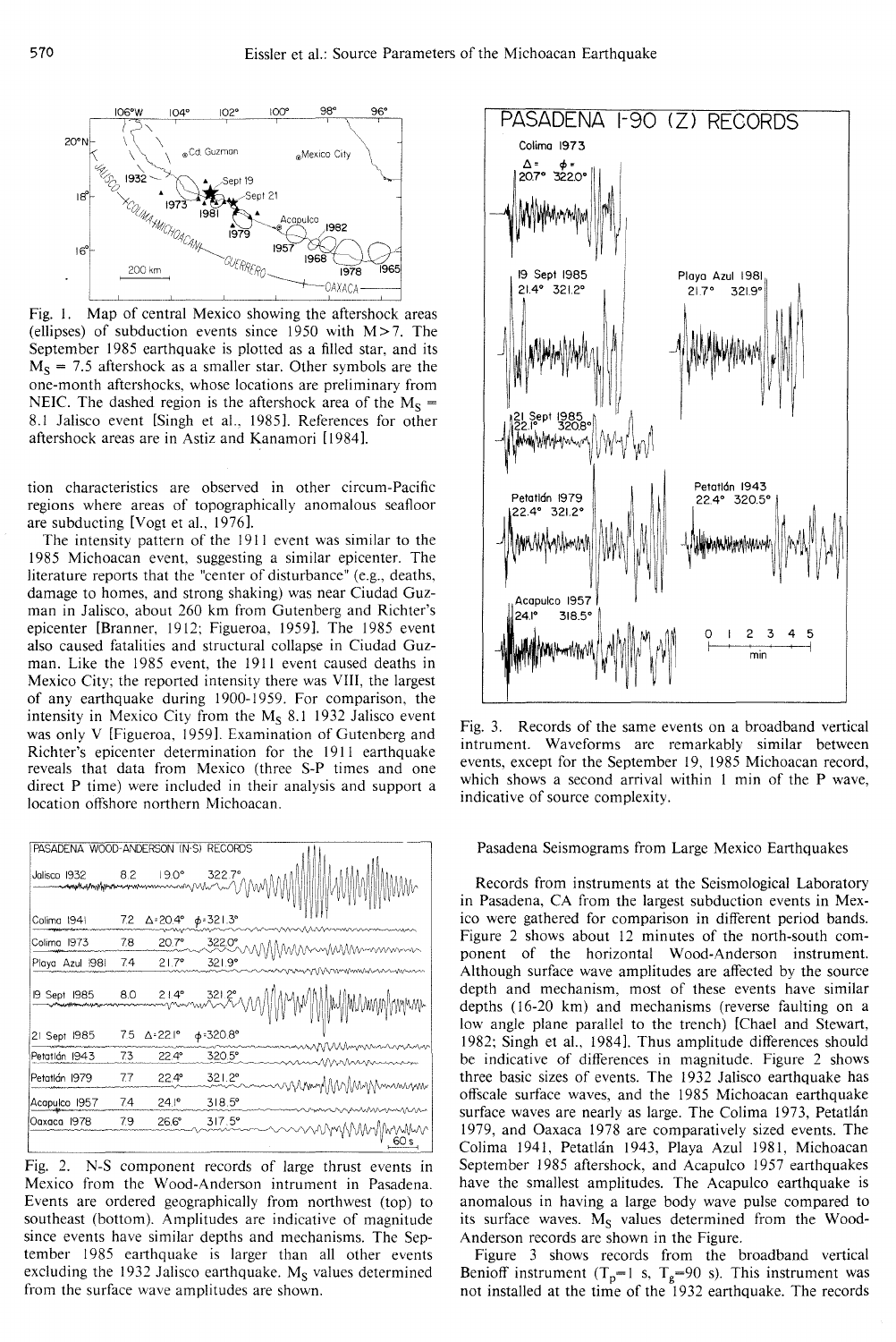Fig. 1. Map of central Mexico showing the aftershock areas (ellipses) of subduction events since 1950 with M>7. The September 1985 earthquake is plotted as a filled star, and its $M_S$ = 7.5 aftershock as a smaller star. Other symbols are the one-month aftershocks, whose locations are preliminary from NEIC. The dashed region is the aftershock area of the $M_S$ = 8.1 Jalisco event [Singh et al., 1985]. References for other aftershock areas are in Astiz and Kanamori [1984].

tion characteristics are observed in other circum-Pacific regions where areas of topographically anomalous seafloor are subducting [Vogt et al., 1976].

The intensity pattern of the 1911 event was similar to the 1985 Michoacan event, suggesting a similar epicenter. The literature reports that the "center of disturbance" (e.g., deaths, damage to homes, and strong shaking) was near Ciudad Guzman in Jalisco, about 260 km from Gutenberg and Richter's epicenter [Branner, 1912; Figueroa, 1959]. The 1985 event also caused fatalities and structural collapse in Ciudad Guzman. Like the 1985 event, the 1911 event caused deaths in Mexico City; the reported intensity there was VIII, the largest of any earthquake during 1900-1959. For comparison, the intensity in Mexico City from the $M_S$ 8.1 1932 Jalisco event was only V [Figueroa, 1959]. Examination of Gutenberg and Richter's epicenter determination for the 1911 earthquake reveals that data from Mexico (three S-P times and one direct P time) were included in their analysis and support a location offshore northern Michoacan.

Fig. 2. N-S component records of large thrust events in Mexico from the Wood-Anderson intrument in Pasadena. Events are ordered geographically from northwest (top) to southeast (bottom). Amplitudes are indicative of magnitude since events have similar depths and mechanisms. The September 1985 earthquake is larger than all other events excluding the 1932 Jalisco earthquake. $M_S$ values determined from the surface wave amplitudes are shown.

Fig. 3. Records of the same events on a broadband vertical intrument. Waveforms are remarkably similar between events, except for the September 19, 1985 Michoacan record, which shows a second arrival within 1 min of the P wave, indicative of source complexity.

## Pasadena Seismograms from Large Mexico Earthquakes

Records from instruments at the Seismological Laboratory in Pasadena, CA from the largest subduction events in Mexico were gathered for comparison in different period bands. Figure 2 shows about 12 minutes of the north-south component of the horizontal Wood-Anderson instrument. Although surface wave amplitudes are affected by the source depth and mechanism, most of these events have similar depths (16-20 km) and mechanisms (reverse faulting on a low angle plane parallel to the trench) [Chael and Stewart, 1982; Singh et al., 1984]. Thus amplitude differences should be indicative of differences in magnitude. Figure 2 shows three basic sizes of events. The 1932 Jalisco earthquake has offscale surface waves, and the 1985 Michoacan earthquake surface waves are nearly as large. The Colima 1973, Petatlán 1979, and Oaxaca 1978 are comparatively sized events. The Colima 1941, Petatlán 1943, Playa Azul 1981, Michoacan September 1985 aftershock, and Acapulco 1957 earthquakes have the smallest amplitudes. The Acapulco earthquake is anomalous in having a large body wave pulse compared to its surface waves. $M_S$ values determined from the Wood-Anderson records are shown in the Figure.

Figure 3 shows records from the broadband vertical Benioff instrument ($T_p$=1 s, $T_g$=90 s). This instrument was not installed at the time of the 1932 earthquake. The records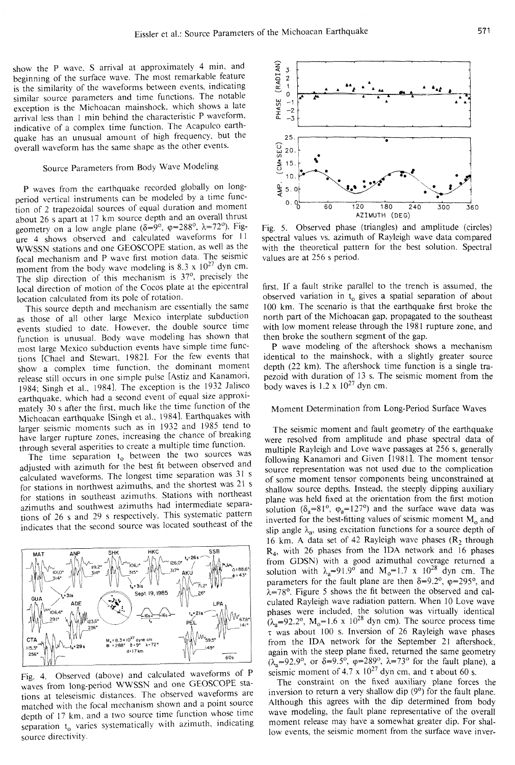show the P wave, S arrival at approximately 4 min, and beginning of the surface wave. The most remarkable feature is the similarity of the waveforms between events, indicating similar source parameters and time functions. The notable exception is the Michoacan mainshock, which shows a late arrival less than 1 min behind the characteristic P waveform, indicative of a complex time function. The Acapulco earthquake has an unusual amount of high frequency, but the overall waveform has the same shape as the other events.

## Source Parameters from Body Wave Modeling

P waves from the earthquake recorded globally on long-period vertical instruments can be modeled by a time function of 2 trapezoidal sources of equal duration and moment about 26 s apart at 17 km source depth and an overall thrust geometry on a low angle plane ($\delta=9°$, $\varphi=288°$, $\lambda=72°$). Figure 4 shows observed and calculated waveforms for 11 WWSSN stations and one GEOSCOPE station, as well as the focal mechanism and P wave first motion data. The seismic moment from the body wave modeling is $8.3 \times 10^{27}$ dyn cm. The slip direction of this mechanism is 37°, precisely the local direction of motion of the Cocos plate at the epicentral location calculated from its pole of rotation.

This source depth and mechanism are essentially the same as those of all other large Mexico interplate subduction events studied to date. However, the double source time function is unusual. Body wave modeling has shown that most large Mexico subduction events have simple time functions [Chael and Stewart, 1982]. For the few events that show a complex time function, the dominant moment release still occurs in one simple pulse [Astiz and Kanamori, 1984; Singh et al., 1984]. The exception is the 1932 Jalisco earthquake, which had a second event of equal size approximately 30 s after the first, much like the time function of the Michoacan earthquake [Singh et al., 1984]. Earthquakes with larger seismic moments such as in 1932 and 1985 tend to have larger rupture zones, increasing the chance of breaking through several asperities to create a multiple time function.

The time separation $t_0$ between the two sources was adjusted with azimuth for the best fit between observed and calculated waveforms. The longest time separation was 31 s for stations in northwest azimuths, and the shortest was 21 s for stations in southeast azimuths. Stations with northeast azimuths and southwest azimuths had intermediate separations of 26 s and 29 s respectively. This systematic pattern indicates that the second source was located southeast of the first. If a fault strike parallel to the trench is assumed, the observed variation in $t_0$ gives a spatial separation of about 100 km. The scenario is that the earthquake first broke the north part of the Michoacan gap, propagated to the southeast with low moment release through the 1981 rupture zone, and then broke the southern segment of the gap.

Fig. 4. Observed (above) and calculated waveforms of P waves from long-period WWSSN and one GEOSCOPE stations at teleseismic distances. The observed waveforms are matched with the focal mechanism shown and a point source depth of 17 km, and a two source time function whose time separation $t_0$ varies systematically with azimuth, indicating source directivity.

Fig. 5. Observed phase (triangles) and amplitude (circles) spectral values vs. azimuth of Rayleigh wave data compared with the theoretical pattern for the best solution. Spectral values are at 256 s period.

P wave modeling of the aftershock shows a mechanism identical to the mainshock, with a slightly greater source depth (22 km). The aftershock time function is a single trapezoid with duration of 13 s. The seismic moment from the body waves is $1.2 \times 10^{27}$ dyn cm.

## Moment Determination from Long-Period Surface Waves

The seismic moment and fault geometry of the earthquake were resolved from amplitude and phase spectral data of multiple Rayleigh and Love wave passages at 256 s, generally following Kanamori and Given [1981]. The moment tensor source representation was not used due to the complication of some moment tensor components being unconstrained at shallow source depths. Instead, the steeply dipping auxiliary plane was held fixed at the orientation from the first motion solution ($\delta_a=81°$, $\varphi_a=127°$) and the surface wave data was inverted for the best-fitting values of seismic moment $M_0$ and slip angle $\lambda_a$, using excitation functions for a source depth of 16 km. A data set of 42 Rayleigh wave phases ($R_2$ through $R_4$, with 26 phases from the IDA network and 16 phases from GDSN) with a good azimuthal coverage returned a solution with $\lambda_a=91.9°$ and $M_0=1.7 \times 10^{28}$ dyn cm. The parameters for the fault plane are then $\delta=9.2°$, $\varphi=295°$, and $\lambda=78°$. Figure 5 shows the fit between the observed and calculated Rayleigh wave radiation pattern. When 10 Love wave phases were included, the solution was virtually identical ($\lambda_a=92.2°$, $M_0=1.6 \times 10^{28}$ dyn cm). The source process time $\tau$ was about 100 s. Inversion of 26 Rayleigh wave phases from the IDA network for the September 21 aftershock, again with the steep plane fixed, returned the same geometry ($\lambda_a=92.9°$, or $\delta=9.5°$, $\varphi=289°$, $\lambda=73°$ for the fault plane), a seismic moment of $4.7 \times 10^{27}$ dyn cm, and $\tau$ about 60 s.

The constraint on the fixed auxiliary plane forces the inversion to return a very shallow dip (9°) for the fault plane. Although this agrees with the dip determined from body wave modeling, the fault plane representative of the overall moment release may have a somewhat greater dip. For shallow events, the seismic moment from the surface wave inver-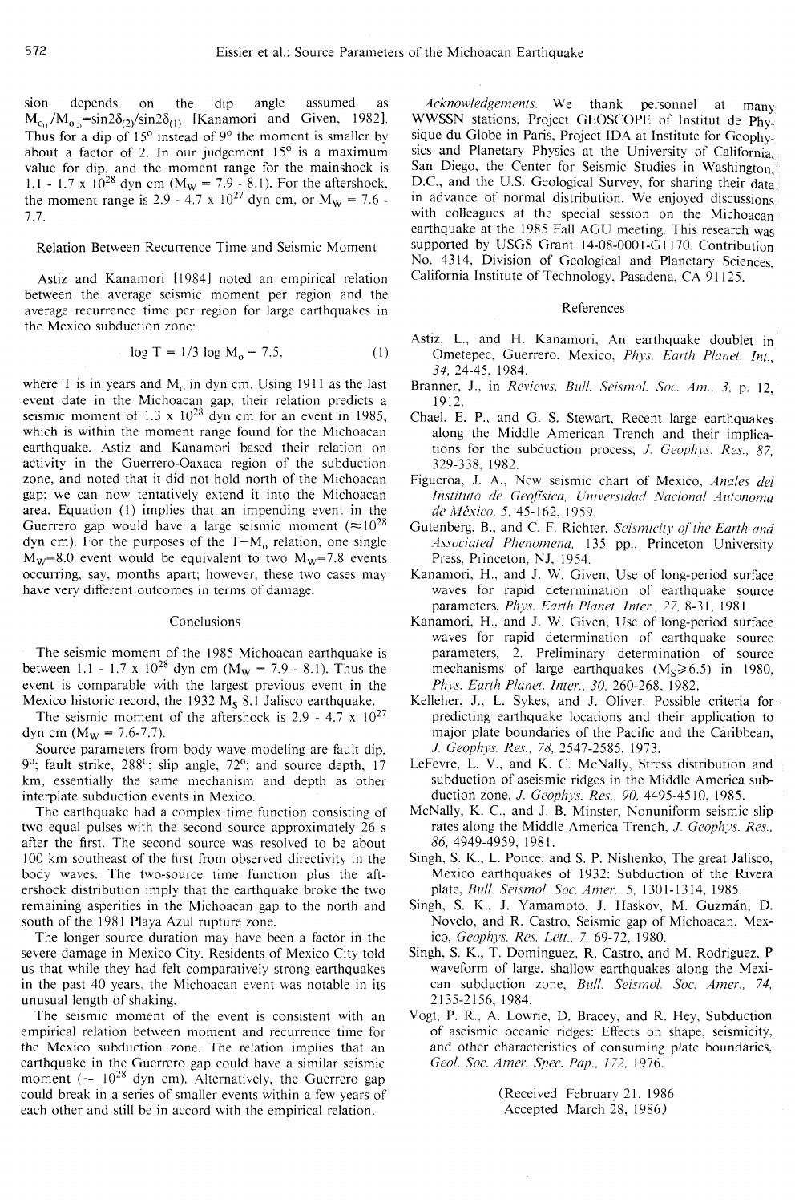sion depends on the dip angle assumed as $M_{o(1)}/M_{o(2)}=\sin 2\delta_{(2)}/\sin 2\delta_{(1)}$ [Kanamori and Given, 1982]. Thus for a dip of 15° instead of 9° the moment is smaller by about a factor of 2. In our judgement 15° is a maximum value for dip, and the moment range for the mainshock is 1.1 - 1.7 x $10^{28}$ dyn cm ($M_W$ = 7.9 - 8.1). For the aftershock, the moment range is 2.9 - 4.7 x $10^{27}$ dyn cm, or $M_W$ = 7.6 - 7.7.

## Relation Between Recurrence Time and Seismic Moment

Astiz and Kanamori [1984] noted an empirical relation between the average seismic moment per region and the average recurrence time per region for large earthquakes in the Mexico subduction zone:

$$\log T = 1/3 \log M_o - 7.5, \tag{1}$$

where T is in years and $M_o$ in dyn cm. Using 1911 as the last event date in the Michoacan gap, their relation predicts a seismic moment of 1.3 x $10^{28}$ dyn cm for an event in 1985, which is within the moment range found for the Michoacan earthquake. Astiz and Kanamori based their relation on activity in the Guerrero-Oaxaca region of the subduction zone, and noted that it did not hold north of the Michoacan gap; we can now tentatively extend it into the Michoacan area. Equation (1) implies that an impending event in the Guerrero gap would have a large seismic moment ($\approx 10^{28}$ dyn cm). For the purposes of the $T-M_o$ relation, one single $M_W$=8.0 event would be equivalent to two $M_W$=7.8 events occurring, say, months apart; however, these two cases may have very different outcomes in terms of damage.

## Conclusions

The seismic moment of the 1985 Michoacan earthquake is between 1.1 - 1.7 x $10^{28}$ dyn cm ($M_W$ = 7.9 - 8.1). Thus the event is comparable with the largest previous event in the Mexico historic record, the 1932 $M_S$ 8.1 Jalisco earthquake.

The seismic moment of the aftershock is 2.9 - 4.7 x $10^{27}$ dyn cm ($M_W$ = 7.6-7.7).

Source parameters from body wave modeling are fault dip, 9°; fault strike, 288°; slip angle, 72°; and source depth, 17 km, essentially the same mechanism and depth as other interplate subduction events in Mexico.

The earthquake had a complex time function consisting of two equal pulses with the second source approximately 26 s after the first. The second source was resolved to be about 100 km southeast of the first from observed directivity in the body waves. The two-source time function plus the aftershock distribution imply that the earthquake broke the two remaining asperities in the Michoacan gap to the north and south of the 1981 Playa Azul rupture zone.

The longer source duration may have been a factor in the severe damage in Mexico City. Residents of Mexico City told us that while they had felt comparatively strong earthquakes in the past 40 years, the Michoacan event was notable in its unusual length of shaking.

The seismic moment of the event is consistent with an empirical relation between moment and recurrence time for the Mexico subduction zone. The relation implies that an earthquake in the Guerrero gap could have a similar seismic moment (~ $10^{28}$ dyn cm). Alternatively, the Guerrero gap could break in a series of smaller events within a few years of each other and still be in accord with the empirical relation.

*Acknowledgements.* We thank personnel at many WWSSN stations, Project GEOSCOPE of Institut de Physique du Globe in Paris, Project IDA at Institute for Geophysics and Planetary Physics at the University of California, San Diego, the Center for Seismic Studies in Washington, D.C., and the U.S. Geological Survey, for sharing their data in advance of normal distribution. We enjoyed discussions with colleagues at the special session on the Michoacan earthquake at the 1985 Fall AGU meeting. This research was supported by USGS Grant 14-08-0001-G1170. Contribution No. 4314, Division of Geological and Planetary Sciences, California Institute of Technology, Pasadena, CA 91125.

## References

Astiz, L., and H. Kanamori, An earthquake doublet in Ometepec, Guerrero, Mexico, *Phys. Earth Planet. Int.*, *34*, 24-45, 1984.

Branner, J., in *Reviews, Bull. Seismol. Soc. Am.*, *3*, p. 12, 1912.

Chael, E. P., and G. S. Stewart, Recent large earthquakes along the Middle American Trench and their implications for the subduction process, *J. Geophys. Res.*, *87*, 329-338, 1982.

Figueroa, J. A., New seismic chart of Mexico, *Anales del Instituto de Geofísica, Universidad Nacional Autonoma de México*, *5*, 45-162, 1959.

Gutenberg, B., and C. F. Richter, *Seismicity of the Earth and Associated Phenomena*, 135 pp., Princeton University Press, Princeton, NJ, 1954.

Kanamori, H., and J. W. Given, Use of long-period surface waves for rapid determination of earthquake source parameters, *Phys. Earth Planet. Inter.*, *27*, 8-31, 1981.

Kanamori, H., and J. W. Given, Use of long-period surface waves for rapid determination of earthquake source parameters, 2. Preliminary determination of source mechanisms of large earthquakes ($M_S \geq 6.5$) in 1980, *Phys. Earth Planet. Inter.*, *30*, 260-268, 1982.

Kelleher, J., L. Sykes, and J. Oliver, Possible criteria for predicting earthquake locations and their application to major plate boundaries of the Pacific and the Caribbean, *J. Geophys. Res.*, *78*, 2547-2585, 1973.

LeFevre, L. V., and K. C. McNally, Stress distribution and subduction of aseismic ridges in the Middle America subduction zone, *J. Geophys. Res.*, *90*, 4495-4510, 1985.

McNally, K. C., and J. B. Minster, Nonuniform seismic slip rates along the Middle America Trench, *J. Geophys. Res.*, *86*, 4949-4959, 1981.

Singh, S. K., L. Ponce, and S. P. Nishenko, The great Jalisco, Mexico earthquakes of 1932: Subduction of the Rivera plate, *Bull. Seismol. Soc. Amer.*, *5*, 1301-1314, 1985.

Singh, S. K., J. Yamamoto, J. Haskov, M. Guzmán, D. Novelo, and R. Castro, Seismic gap of Michoacan, Mexico, *Geophys. Res. Lett.*, *7*, 69-72, 1980.

Singh, S. K., T. Dominguez, R. Castro, and M. Rodriguez, P waveform of large, shallow earthquakes along the Mexican subduction zone, *Bull. Seismol. Soc. Amer.*, *74*, 2135-2156, 1984.

Vogt, P. R., A. Lowrie, D. Bracey, and R. Hey, Subduction of aseismic oceanic ridges: Effects on shape, seismicity, and other characteristics of consuming plate boundaries, *Geol. Soc. Amer. Spec. Pap.*, *172*, 1976.

(Received February 21, 1986
Accepted March 28, 1986)